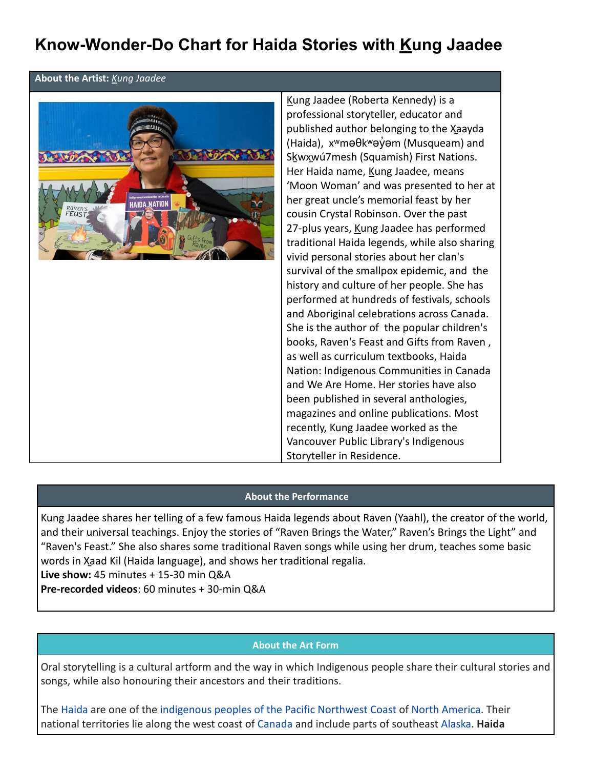# Know-Wonder-Do Chart for Haida Stories with K̲ung Jaadee

## About the Artist: *K̲ung Jaadee*

K̲ung Jaadee (Roberta Kennedy) is a professional storyteller, educator and published author belonging to the X̲aayda (Haida), xʷməθkʷəy̓əm (Musqueam) and Sk̲wx̱wú7mesh (Squamish) First Nations. Her Haida name, K̲ung Jaadee, means 'Moon Woman' and was presented to her at her great uncle's memorial feast by her cousin Crystal Robinson. Over the past 27-plus years, K̲ung Jaadee has performed traditional Haida legends, while also sharing vivid personal stories about her clan's survival of the smallpox epidemic, and the history and culture of her people. She has performed at hundreds of festivals, schools and Aboriginal celebrations across Canada. She is the author of the popular children's books, Raven's Feast and Gifts from Raven , as well as curriculum textbooks, Haida Nation: Indigenous Communities in Canada and We Are Home. Her stories have also been published in several anthologies, magazines and online publications. Most recently, Kung Jaadee worked as the Vancouver Public Library's Indigenous Storyteller in Residence.

## About the Performance

Kung Jaadee shares her telling of a few famous Haida legends about Raven (Yaahl), the creator of the world, and their universal teachings. Enjoy the stories of "Raven Brings the Water," Raven's Brings the Light" and "Raven's Feast." She also shares some traditional Raven songs while using her drum, teaches some basic words in X̲aad Kil (Haida language), and shows her traditional regalia.

**Live show:** 45 minutes + 15-30 min Q&A

**Pre-recorded videos**: 60 minutes + 30-min Q&A

## About the Art Form

Oral storytelling is a cultural artform and the way in which Indigenous people share their cultural stories and songs, while also honouring their ancestors and their traditions.

The Haida are one of the indigenous peoples of the Pacific Northwest Coast of North America. Their national territories lie along the west coast of Canada and include parts of southeast Alaska. **Haida**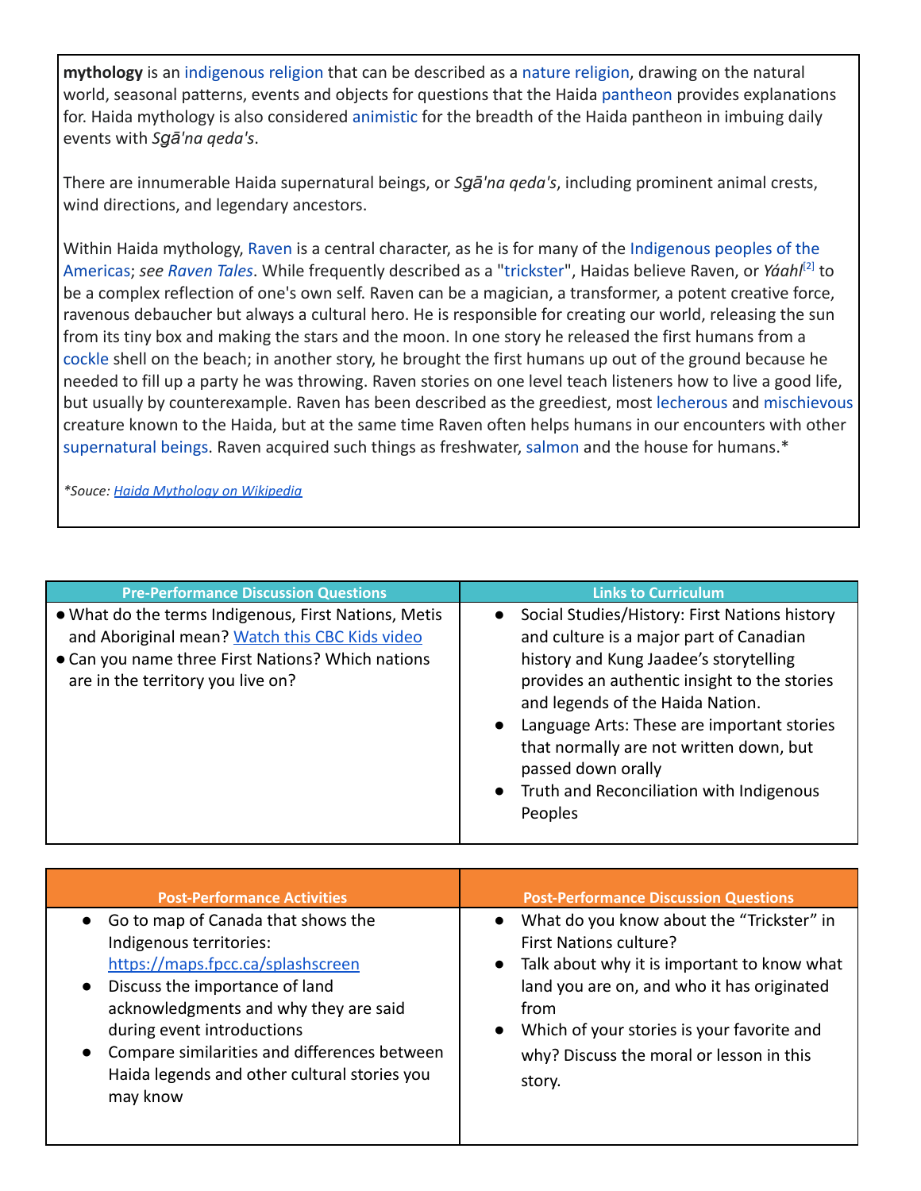**mythology** is an indigenous religion that can be described as a nature religion, drawing on the natural world, seasonal patterns, events and objects for questions that the Haida pantheon provides explanations for. Haida mythology is also considered animistic for the breadth of the Haida pantheon in imbuing daily events with *Sgā'na qeda's*.

There are innumerable Haida supernatural beings, or *Sgā'na qeda's*, including prominent animal crests, wind directions, and legendary ancestors.

Within Haida mythology, Raven is a central character, as he is for many of the Indigenous peoples of the Americas; *see Raven Tales*. While frequently described as a "trickster", Haidas believe Raven, or *Yáahl*[2] to be a complex reflection of one's own self. Raven can be a magician, a transformer, a potent creative force, ravenous debaucher but always a cultural hero. He is responsible for creating our world, releasing the sun from its tiny box and making the stars and the moon. In one story he released the first humans from a cockle shell on the beach; in another story, he brought the first humans up out of the ground because he needed to fill up a party he was throwing. Raven stories on one level teach listeners how to live a good life, but usually by counterexample. Raven has been described as the greediest, most lecherous and mischievous creature known to the Haida, but at the same time Raven often helps humans in our encounters with other supernatural beings. Raven acquired such things as freshwater, salmon and the house for humans.*

*\*Souce: Haida Mythology on Wikipedia*

| Pre-Performance Discussion Questions | Links to Curriculum |
|---|---|
| • What do the terms Indigenous, First Nations, Metis and Aboriginal mean? Watch this CBC Kids video<br>• Can you name three First Nations? Which nations are in the territory you live on? | • Social Studies/History: First Nations history and culture is a major part of Canadian history and Kung Jaadee's storytelling provides an authentic insight to the stories and legends of the Haida Nation.<br>• Language Arts: These are important stories that normally are not written down, but passed down orally<br>• Truth and Reconciliation with Indigenous Peoples |

| Post-Performance Activities | Post-Performance Discussion Questions |
|---|---|
| • Go to map of Canada that shows the Indigenous territories: https://maps.fpcc.ca/splashscreen<br>• Discuss the importance of land acknowledgments and why they are said during event introductions<br>• Compare similarities and differences between Haida legends and other cultural stories you may know | • What do you know about the "Trickster" in First Nations culture?<br>• Talk about why it is important to know what land you are on, and who it has originated from<br>• Which of your stories is your favorite and why? Discuss the moral or lesson in this story. |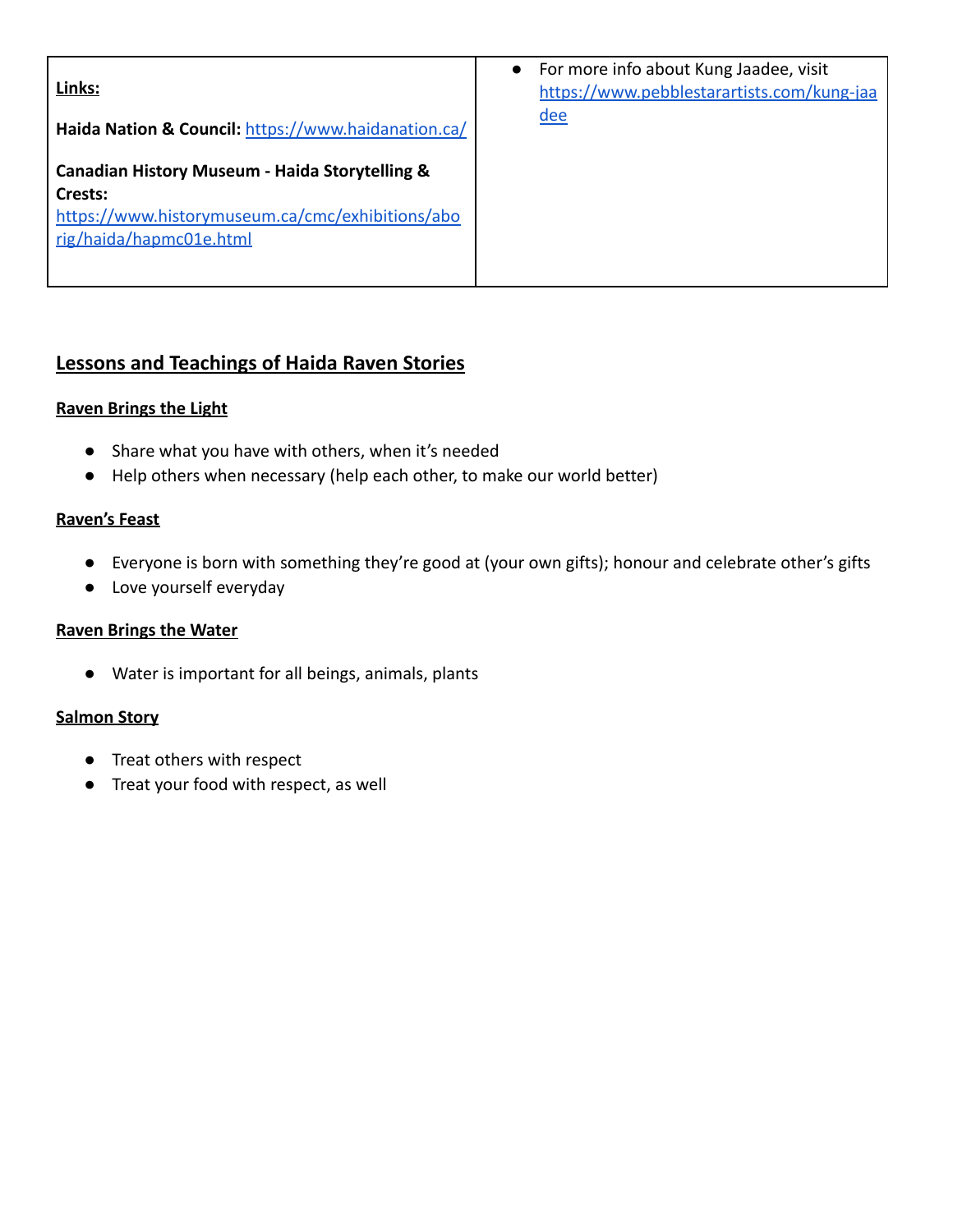| | |
|---|---|
| **Links:**<br><br>**Haida Nation & Council:** https://www.haidanation.ca/<br><br>**Canadian History Museum - Haida Storytelling & Crests:** https://www.historymuseum.ca/cmc/exhibitions/aborig/haida/hapmc01e.html | • For more info about Kung Jaadee, visit https://www.pebblestarartists.com/kung-jaadee |

## Lessons and Teachings of Haida Raven Stories

### Raven Brings the Light

- Share what you have with others, when it's needed
- Help others when necessary (help each other, to make our world better)

### Raven's Feast

- Everyone is born with something they're good at (your own gifts); honour and celebrate other's gifts
- Love yourself everyday

### Raven Brings the Water

- Water is important for all beings, animals, plants

### Salmon Story

- Treat others with respect
- Treat your food with respect, as well